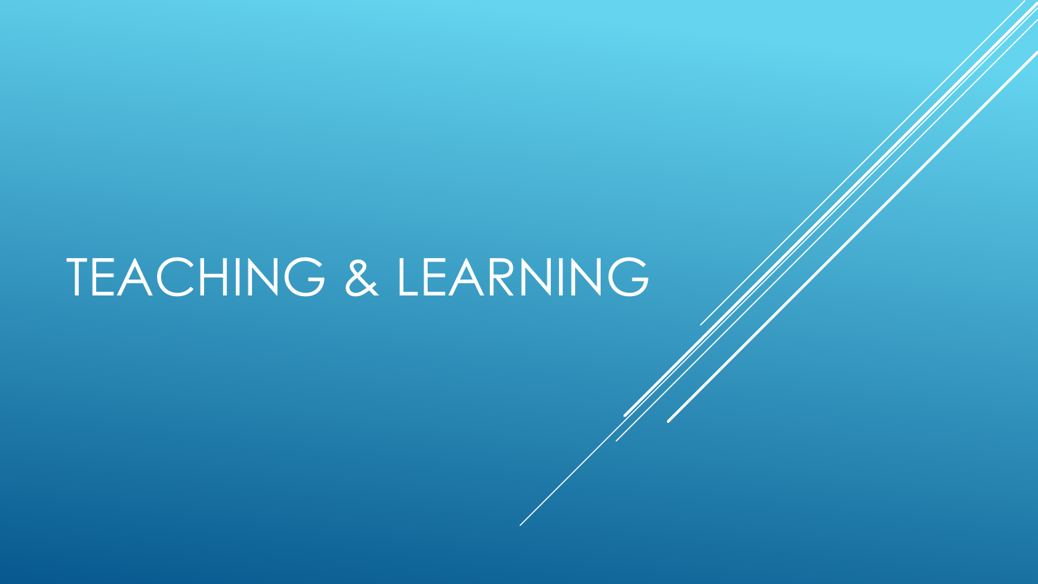# TEACHING & LEARNING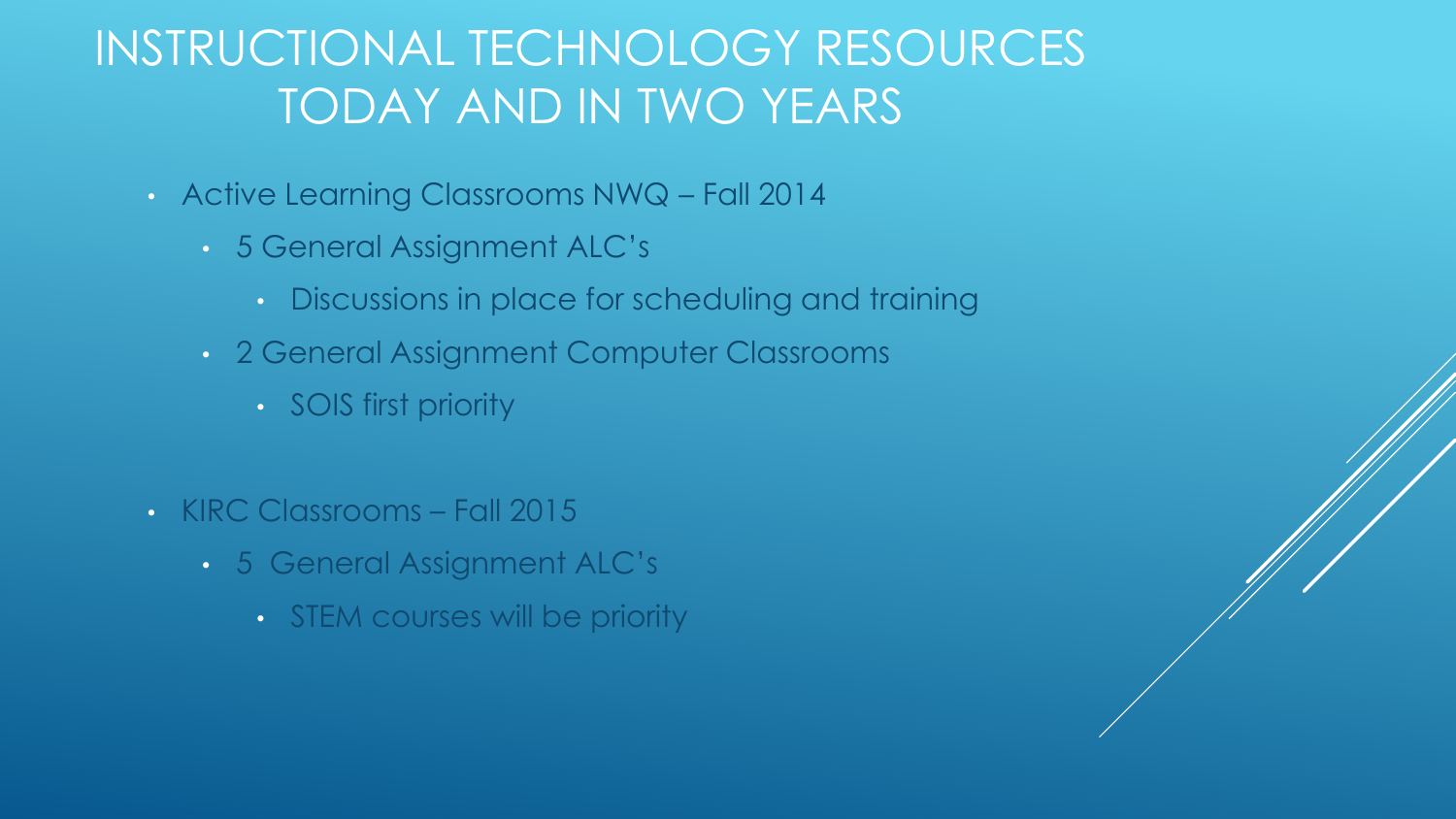# INSTRUCTIONAL TECHNOLOGY RESOURCES TODAY AND IN TWO YEARS

- Active Learning Classrooms NWQ – Fall 2014
  - 5 General Assignment ALC's
    - Discussions in place for scheduling and training
  - 2 General Assignment Computer Classrooms
    - SOIS first priority

- KIRC Classrooms – Fall 2015
  - 5 General Assignment ALC's
    - STEM courses will be priority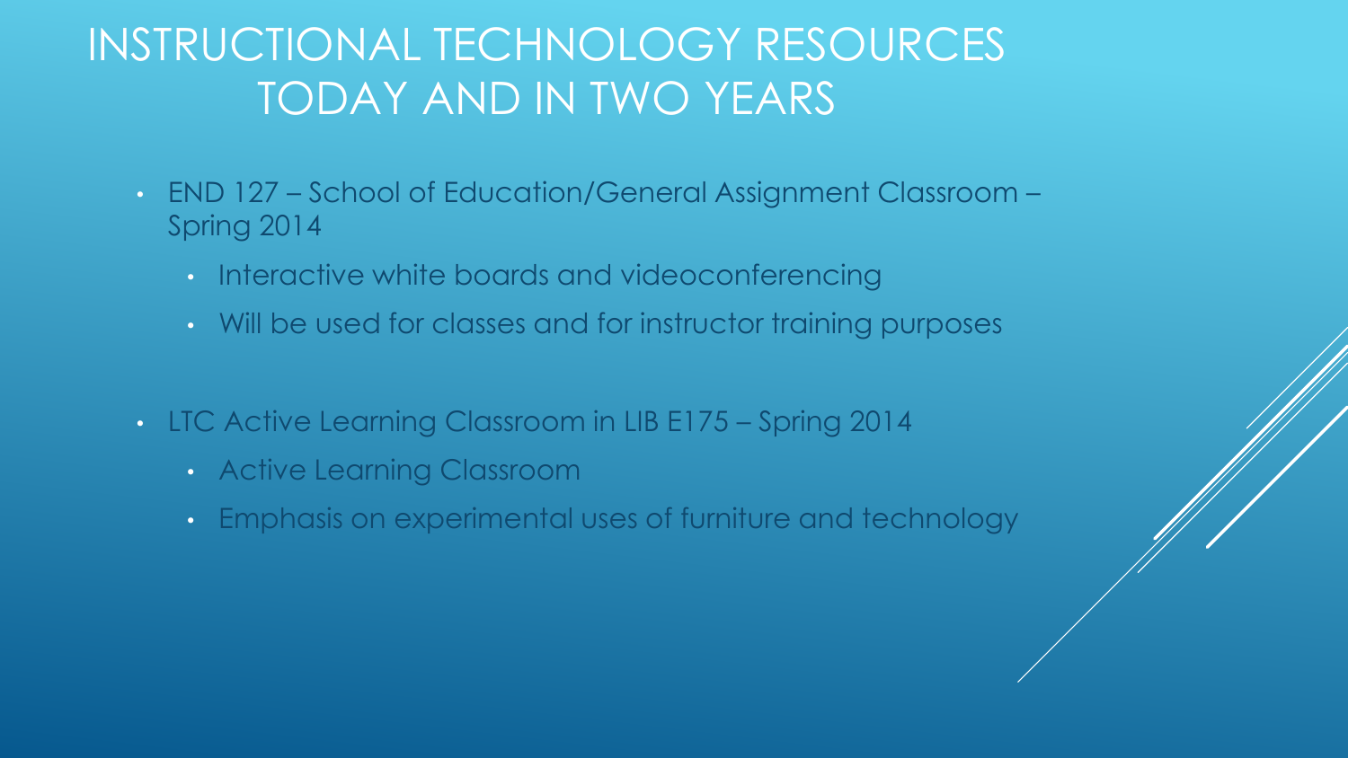# INSTRUCTIONAL TECHNOLOGY RESOURCES TODAY AND IN TWO YEARS

- END 127 – School of Education/General Assignment Classroom – Spring 2014
  - Interactive white boards and videoconferencing
  - Will be used for classes and for instructor training purposes
- LTC Active Learning Classroom in LIB E175 – Spring 2014
  - Active Learning Classroom
  - Emphasis on experimental uses of furniture and technology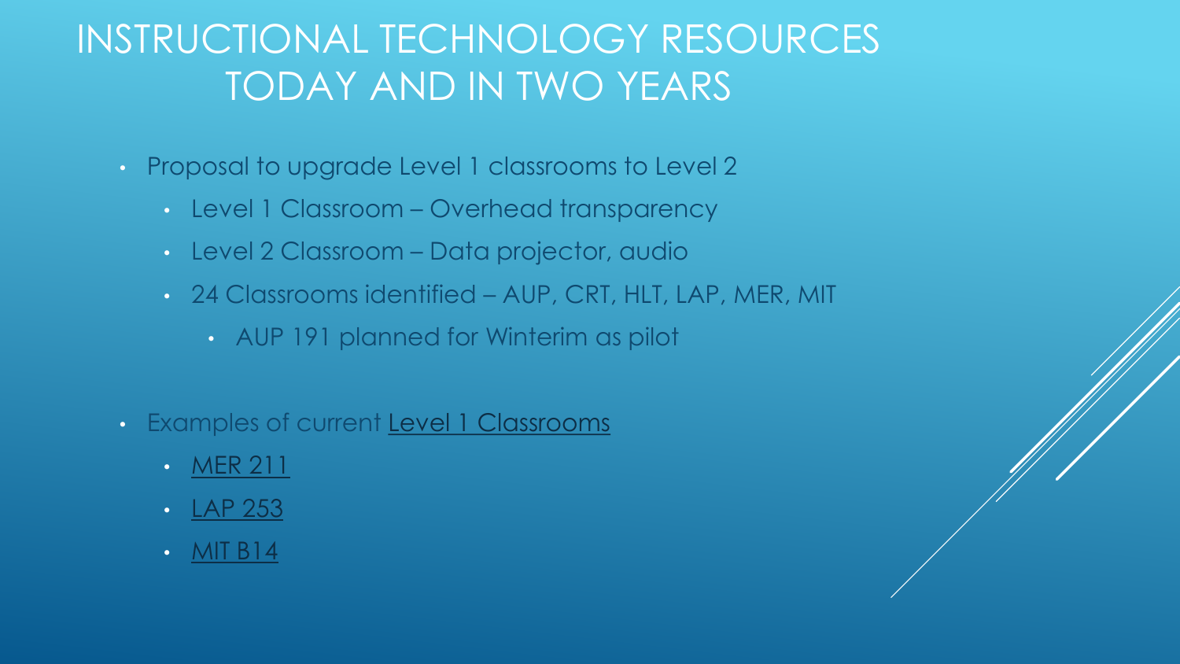# INSTRUCTIONAL TECHNOLOGY RESOURCES TODAY AND IN TWO YEARS

- Proposal to upgrade Level 1 classrooms to Level 2
  - Level 1 Classroom – Overhead transparency
  - Level 2 Classroom – Data projector, audio
  - 24 Classrooms identified – AUP, CRT, HLT, LAP, MER, MIT
    - AUP 191 planned for Winterim as pilot

- Examples of current Level 1 Classrooms
  - MER 211
  - LAP 253
  - MIT B14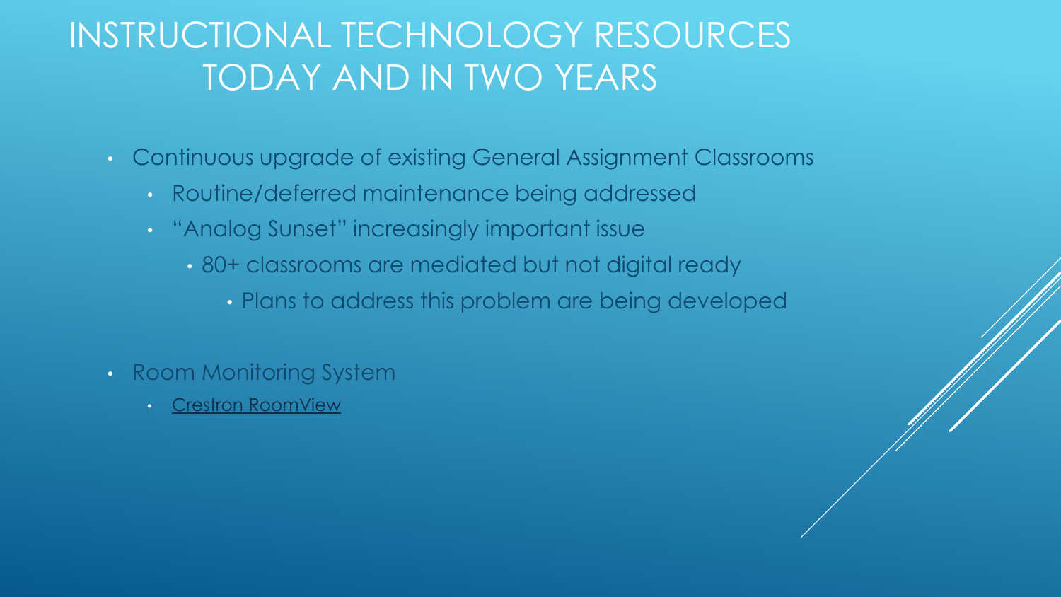# INSTRUCTIONAL TECHNOLOGY RESOURCES TODAY AND IN TWO YEARS

- Continuous upgrade of existing General Assignment Classrooms
  - Routine/deferred maintenance being addressed
  - "Analog Sunset" increasingly important issue
    - 80+ classrooms are mediated but not digital ready
      - Plans to address this problem are being developed

- Room Monitoring System
  - Crestron RoomView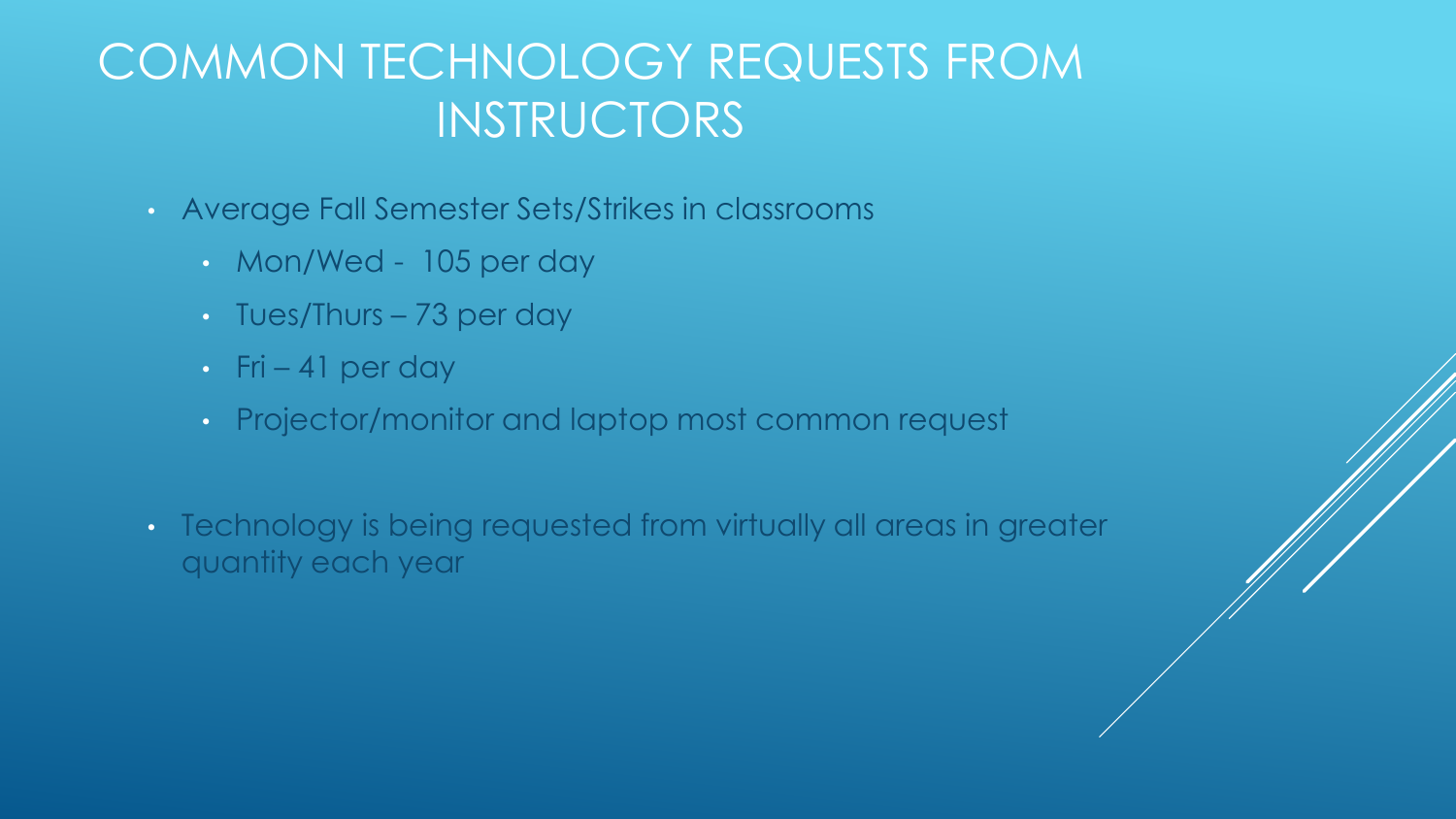# COMMON TECHNOLOGY REQUESTS FROM INSTRUCTORS

- Average Fall Semester Sets/Strikes in classrooms
  - Mon/Wed - 105 per day
  - Tues/Thurs – 73 per day
  - Fri – 41 per day
  - Projector/monitor and laptop most common request
- Technology is being requested from virtually all areas in greater quantity each year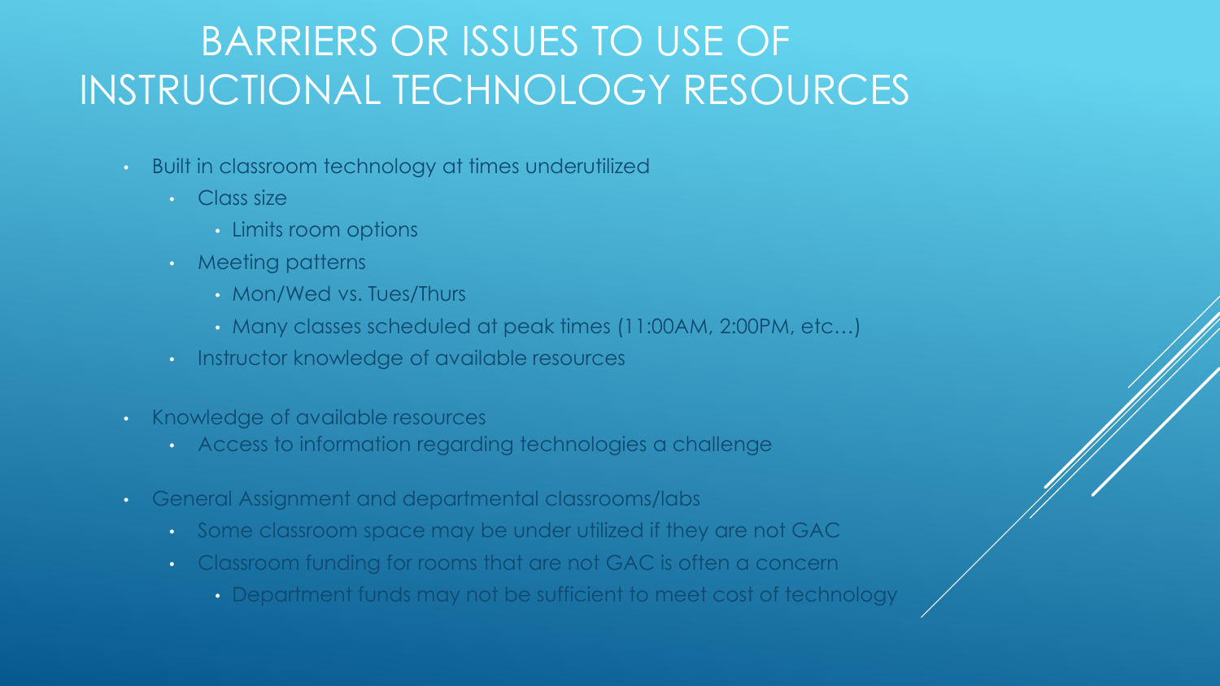# BARRIERS OR ISSUES TO USE OF INSTRUCTIONAL TECHNOLOGY RESOURCES

- Built in classroom technology at times underutilized
  - Class size
    - Limits room options
  - Meeting patterns
    - Mon/Wed vs. Tues/Thurs
    - Many classes scheduled at peak times (11:00AM, 2:00PM, etc…)
  - Instructor knowledge of available resources
- Knowledge of available resources
  - Access to information regarding technologies a challenge
- General Assignment and departmental classrooms/labs
  - Some classroom space may be under utilized if they are not GAC
  - Classroom funding for rooms that are not GAC is often a concern
    - Department funds may not be sufficient to meet cost of technology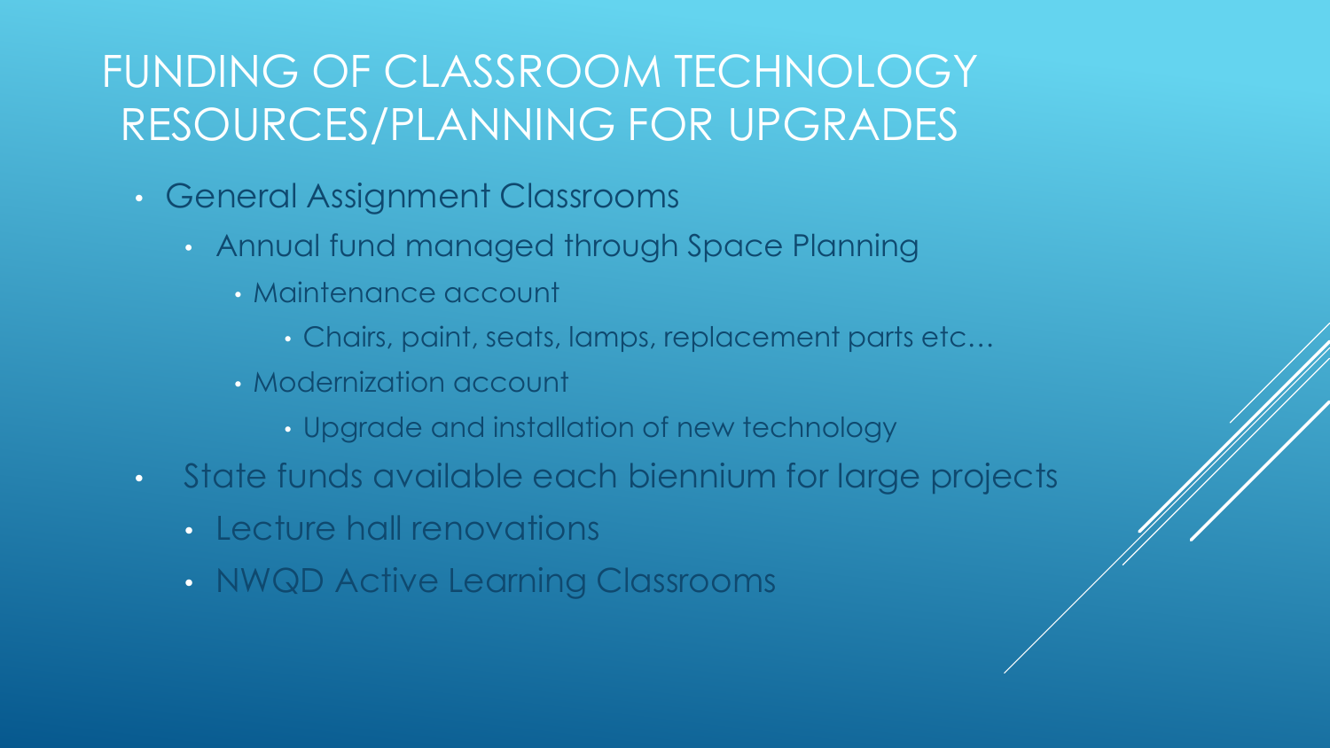# FUNDING OF CLASSROOM TECHNOLOGY RESOURCES/PLANNING FOR UPGRADES

- General Assignment Classrooms
  - Annual fund managed through Space Planning
    - Maintenance account
      - Chairs, paint, seats, lamps, replacement parts etc…
    - Modernization account
      - Upgrade and installation of new technology
- State funds available each biennium for large projects
  - Lecture hall renovations
  - NWQD Active Learning Classrooms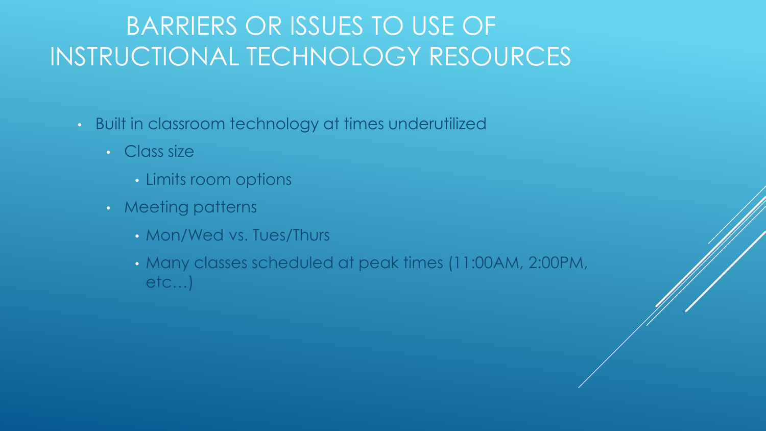# BARRIERS OR ISSUES TO USE OF INSTRUCTIONAL TECHNOLOGY RESOURCES

- Built in classroom technology at times underutilized
  - Class size
    - Limits room options
  - Meeting patterns
    - Mon/Wed vs. Tues/Thurs
    - Many classes scheduled at peak times (11:00AM, 2:00PM, etc…)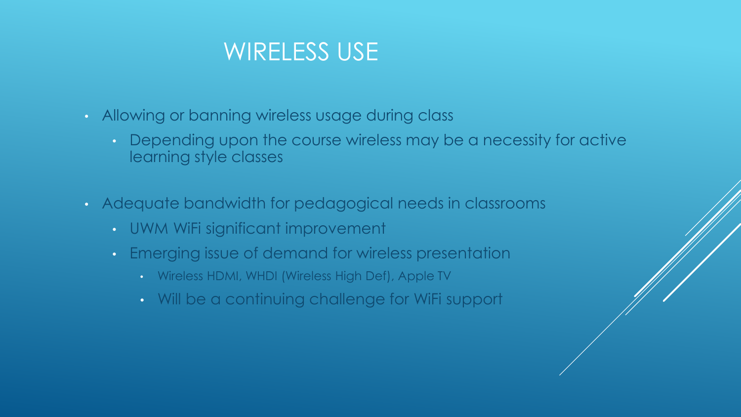# WIRELESS USE

- Allowing or banning wireless usage during class
  - Depending upon the course wireless may be a necessity for active learning style classes
- Adequate bandwidth for pedagogical needs in classrooms
  - UWM WiFi significant improvement
  - Emerging issue of demand for wireless presentation
    - Wireless HDMI, WHDI (Wireless High Def), Apple TV
    - Will be a continuing challenge for WiFi support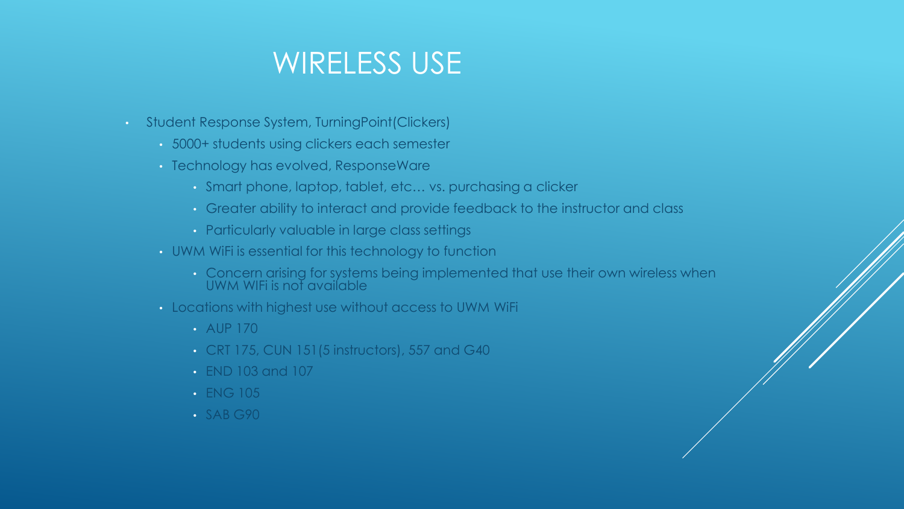# WIRELESS USE

- Student Response System, TurningPoint(Clickers)
  - 5000+ students using clickers each semester
  - Technology has evolved, ResponseWare
    - Smart phone, laptop, tablet, etc… vs. purchasing a clicker
    - Greater ability to interact and provide feedback to the instructor and class
    - Particularly valuable in large class settings
  - UWM WiFi is essential for this technology to function
    - Concern arising for systems being implemented that use their own wireless when UWM WIFi is not available
  - Locations with highest use without access to UWM WiFi
    - AUP 170
    - CRT 175, CUN 151(5 instructors), 557 and G40
    - END 103 and 107
    - ENG 105
    - SAB G90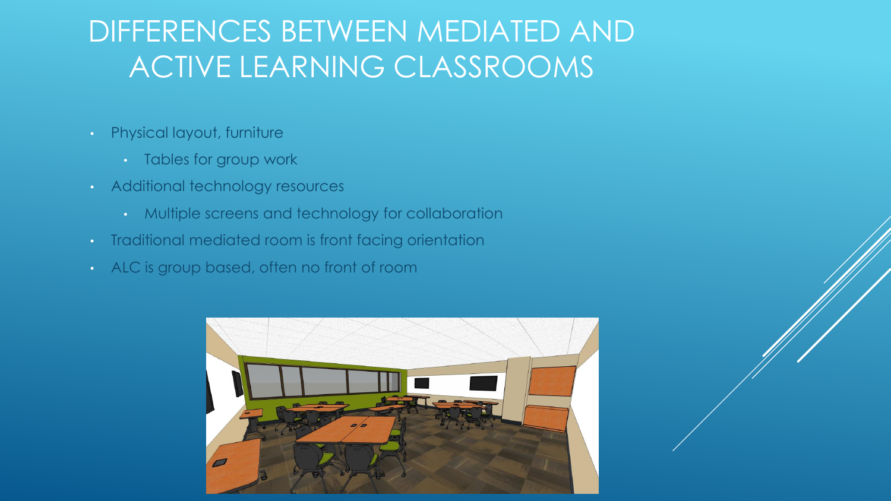# DIFFERENCES BETWEEN MEDIATED AND ACTIVE LEARNING CLASSROOMS

- Physical layout, furniture
  - Tables for group work
- Additional technology resources
  - Multiple screens and technology for collaboration
- Traditional mediated room is front facing orientation
- ALC is group based, often no front of room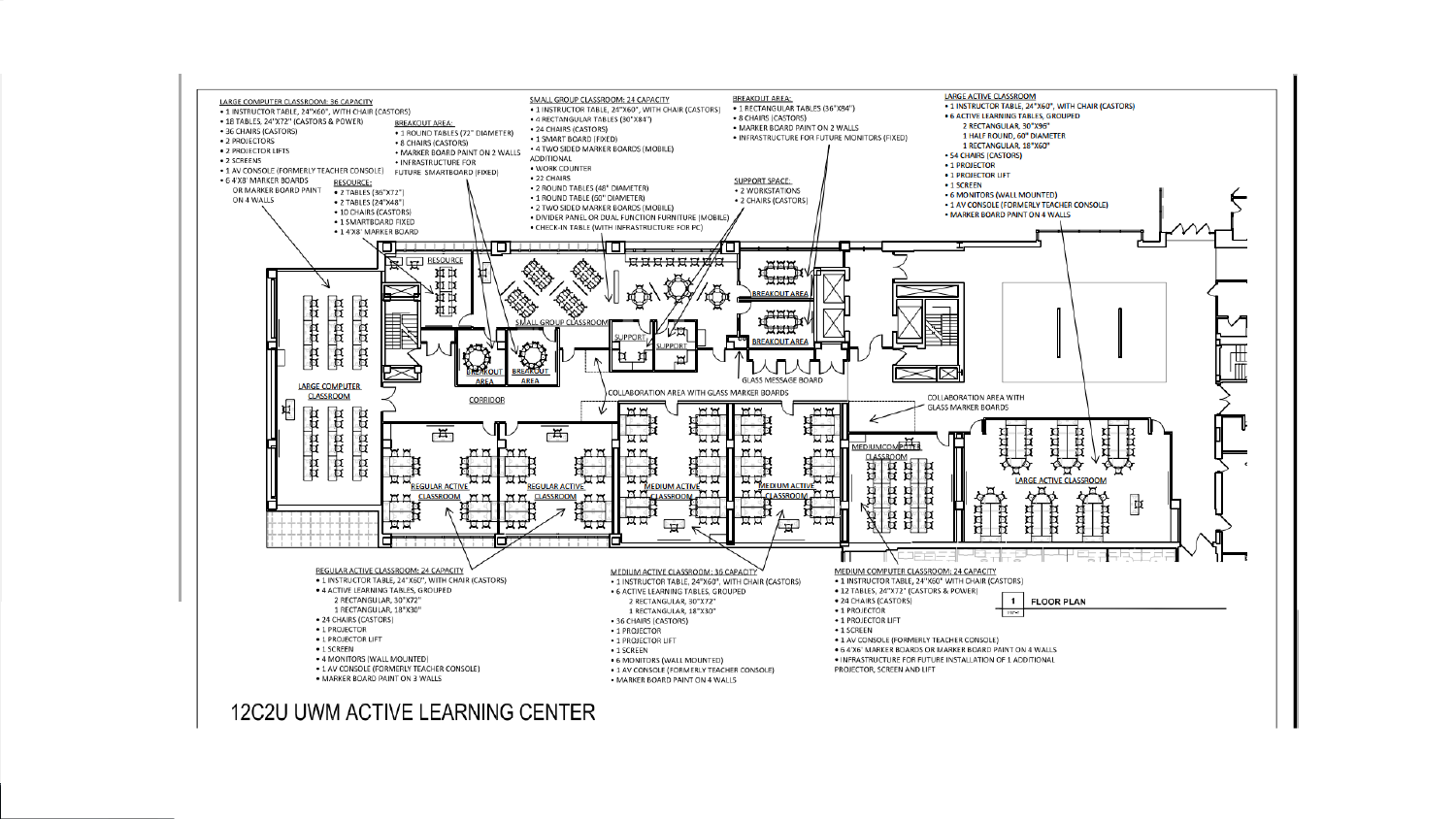# 12C2U UWM ACTIVE LEARNING CENTER

**LARGE COMPUTER CLASSROOM: 36 CAPACITY**
- 1 INSTRUCTOR TABLE, 24"X60", WITH CHAIR (CASTORS)
- 18 TABLES, 24"X72" (CASTORS & POWER)
- 36 CHAIRS (CASTORS)
- 2 PROJECTORS
- 2 PROJECTOR LIFTS
- 2 SCREENS
- 1 AV CONSOLE (FORMERLY TEACHER CONSOLE)
- 6 4'X8' MARKER BOARDS OR MARKER BOARD PAINT ON 4 WALLS

**BREAKOUT AREA:**
- 1 ROUND TABLES (72" DIAMETER)
- 8 CHAIRS (CASTORS)
- MARKER BOARD PAINT ON 2 WALLS
- INFRASTRUCTURE FOR FUTURE SMARTBOARD (FIXED)

**RESOURCE:**
- 2 TABLES (36"X72")
- 2 TABLES (24"X48")
- 10 CHAIRS (CASTORS)
- 1 SMARTBOARD FIXED
- 1 4'X8' MARKER BOARD

**SMALL GROUP CLASSROOM: 24 CAPACITY**
- 1 INSTRUCTOR TABLE, 24"X60", WITH CHAIR (CASTORS)
- 4 RECTANGULAR TABLES (30"X84")
- 24 CHAIRS (CASTORS)
- 1 SMART BOARD (FIXED)
- 4 TWO SIDED MARKER BOARDS (MOBILE)

ADDITIONAL
- WORK COUNTER
- 22 CHAIRS
- 2 ROUND TABLES (48" DIAMETER)
- 1 ROUND TABLE (60" DIAMETER)
- 2 TWO SIDED MARKER BOARDS (MOBILE)
- DIVIDER PANEL OR DUAL FUNCTION FURNITURE (MOBILE)
- CHECK-IN TABLE (WITH INFRASTRUCTURE FOR PC)

**BREAKOUT AREA:**
- 1 RECTANGULAR TABLES (36"X84")
- 8 CHAIRS (CASTORS)
- MARKER BOARD PAINT ON 2 WALLS
- INFRASTRUCTURE FOR FUTURE MONITORS (FIXED)

**SUPPORT SPACE:**
- 2 WORKSTATIONS
- 2 CHAIRS (CASTORS)

**LARGE ACTIVE CLASSROOM**
- 1 INSTRUCTOR TABLE, 24"X60", WITH CHAIR (CASTORS)
- 6 ACTIVE LEARNING TABLES, GROUPED
  - 2 RECTANGULAR, 30"X96"
  - 1 HALF ROUND, 60" DIAMETER
  - 1 RECTANGULAR, 18"X60"
- 54 CHAIRS (CASTORS)
- 1 PROJECTOR
- 1 PROJECTOR LIFT
- 1 SCREEN
- 6 MONITORS (WALL MOUNTED)
- 1 AV CONSOLE (FORMERLY TEACHER CONSOLE)
- MARKER BOARD PAINT ON 4 WALLS

RESOURCE · BREAKOUT AREA · SMALL GROUP CLASSROOM · SUPPORT · SUPPORT · BREAKOUT AREA · BREAKOUT AREA · BREAKOUT AREA · GLASS MESSAGE BOARD · LARGE COMPUTER CLASSROOM · CORRIDOR · COLLABORATION AREA WITH GLASS MARKER BOARDS · COLLABORATION AREA WITH GLASS MARKER BOARDS · REGULAR ACTIVE CLASSROOM · REGULAR ACTIVE CLASSROOM · MEDIUM ACTIVE CLASSROOM · MEDIUM ACTIVE CLASSROOM · MEDIUM COMPUTER CLASSROOM · LARGE ACTIVE CLASSROOM

**REGULAR ACTIVE CLASSROOM: 24 CAPACITY**
- 1 INSTRUCTOR TABLE, 24"X60", WITH CHAIR (CASTORS)
- 4 ACTIVE LEARNING TABLES, GROUPED
  - 2 RECTANGULAR, 30"X72"
  - 1 RECTANGULAR, 18"X30"
- 24 CHAIRS (CASTORS)
- 1 PROJECTOR
- 1 PROJECTOR LIFT
- 1 SCREEN
- 4 MONITORS (WALL MOUNTED)
- 1 AV CONSOLE (FORMERLY TEACHER CONSOLE)
- MARKER BOARD PAINT ON 3 WALLS

**MEDIUM ACTIVE CLASSROOM: 36 CAPACITY**
- 1 INSTRUCTOR TABLE, 24"X60", WITH CHAIR (CASTORS)
- 6 ACTIVE LEARNING TABLES, GROUPED
  - 2 RECTANGULAR, 30"X72"
  - 1 RECTANGULAR, 18"X30"
- 36 CHAIRS (CASTORS)
- 1 PROJECTOR
- 1 PROJECTOR LIFT
- 1 SCREEN
- 6 MONITORS (WALL MOUNTED)
- 1 AV CONSOLE (FORMERLY TEACHER CONSOLE)
- MARKER BOARD PAINT ON 4 WALLS

**MEDIUM COMPUTER CLASSROOM: 24 CAPACITY**
- 1 INSTRUCTOR TABLE, 24"X60" WITH CHAIR (CASTORS)
- 12 TABLES, 24"X72" (CASTORS & POWER)
- 24 CHAIRS (CASTORS)
- 1 PROJECTOR
- 1 PROJECTOR LIFT
- 1 SCREEN
- 1 AV CONSOLE (FORMERLY TEACHER CONSOLE)
- 6 4'X6' MARKER BOARDS OR MARKER BOARD PAINT ON 4 WALLS
- INFRASTRUCTURE FOR FUTURE INSTALLATION OF 1 ADDITIONAL PROJECTOR, SCREEN AND LIFT

1 FLOOR PLAN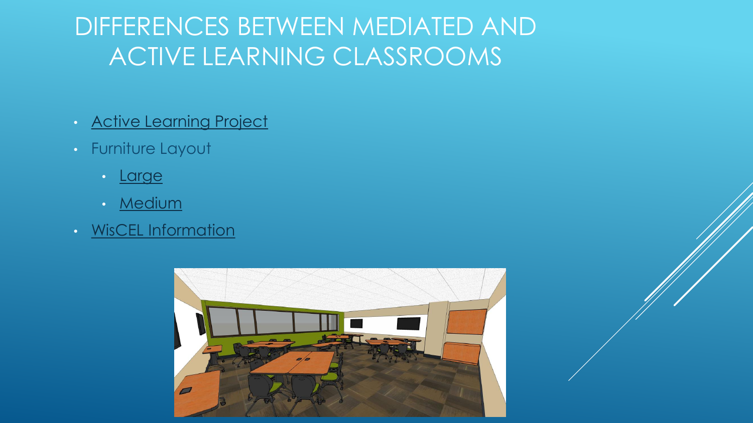# DIFFERENCES BETWEEN MEDIATED AND ACTIVE LEARNING CLASSROOMS

- Active Learning Project
- Furniture Layout
  - Large
  - Medium
- WisCEL Information